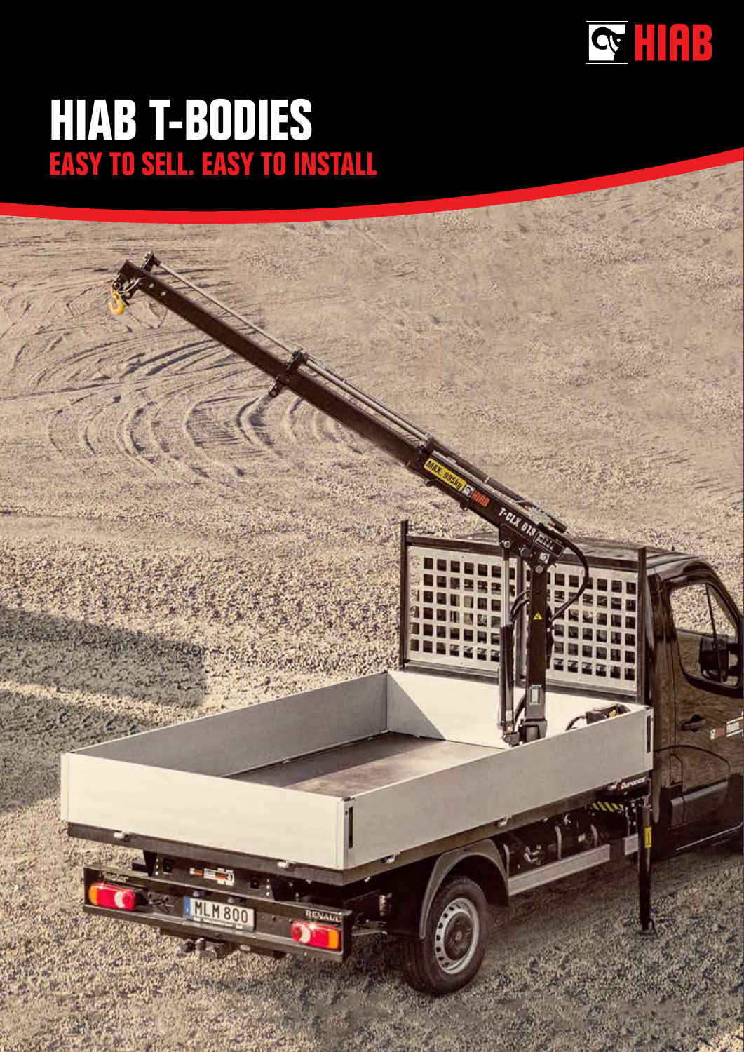# HIAB T-BODIES

## EASY TO SELL. EASY TO INSTALL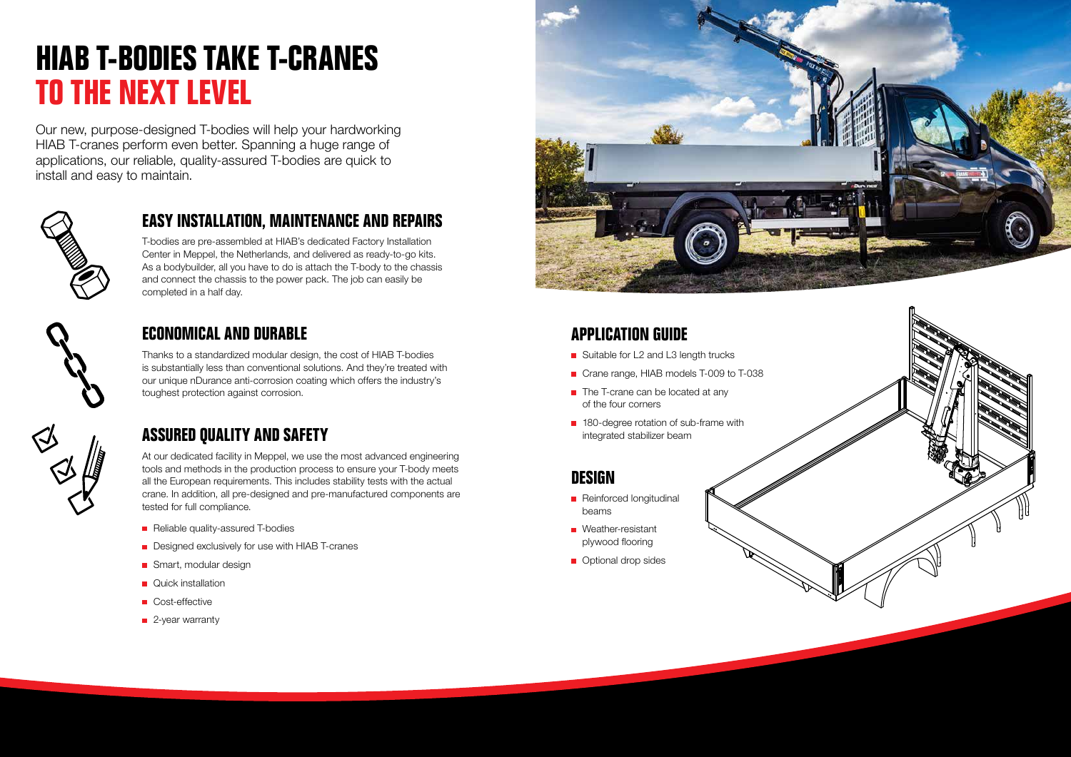# HIAB T-BODIES TAKE T-CRANES TO THE NEXT LEVEL

Our new, purpose-designed T-bodies will help your hardworking HIAB T-cranes perform even better. Spanning a huge range of applications, our reliable, quality-assured T-bodies are quick to install and easy to maintain.

## EASY INSTALLATION, MAINTENANCE AND REPAIRS

T-bodies are pre-assembled at HIAB's dedicated Factory Installation Center in Meppel, the Netherlands, and delivered as ready-to-go kits. As a bodybuilder, all you have to do is attach the T-body to the chassis and connect the chassis to the power pack. The job can easily be completed in a half day.

## ECONOMICAL AND DURABLE

Thanks to a standardized modular design, the cost of HIAB T-bodies is substantially less than conventional solutions. And they're treated with our unique nDurance anti-corrosion coating which offers the industry's toughest protection against corrosion.

## ASSURED QUALITY AND SAFETY

At our dedicated facility in Meppel, we use the most advanced engineering tools and methods in the production process to ensure your T-body meets all the European requirements. This includes stability tests with the actual crane. In addition, all pre-designed and pre-manufactured components are tested for full compliance.

- Reliable quality-assured T-bodies
- Designed exclusively for use with HIAB T-cranes
- Smart, modular design
- Quick installation
- Cost-effective
- 2-year warranty

## APPLICATION GUIDE

- Suitable for L2 and L3 length trucks
- Crane range, HIAB models T-009 to T-038
- The T-crane can be located at any of the four corners
- 180-degree rotation of sub-frame with integrated stabilizer beam

## DESIGN

- Reinforced longitudinal beams
- Weather-resistant plywood flooring
- Optional drop sides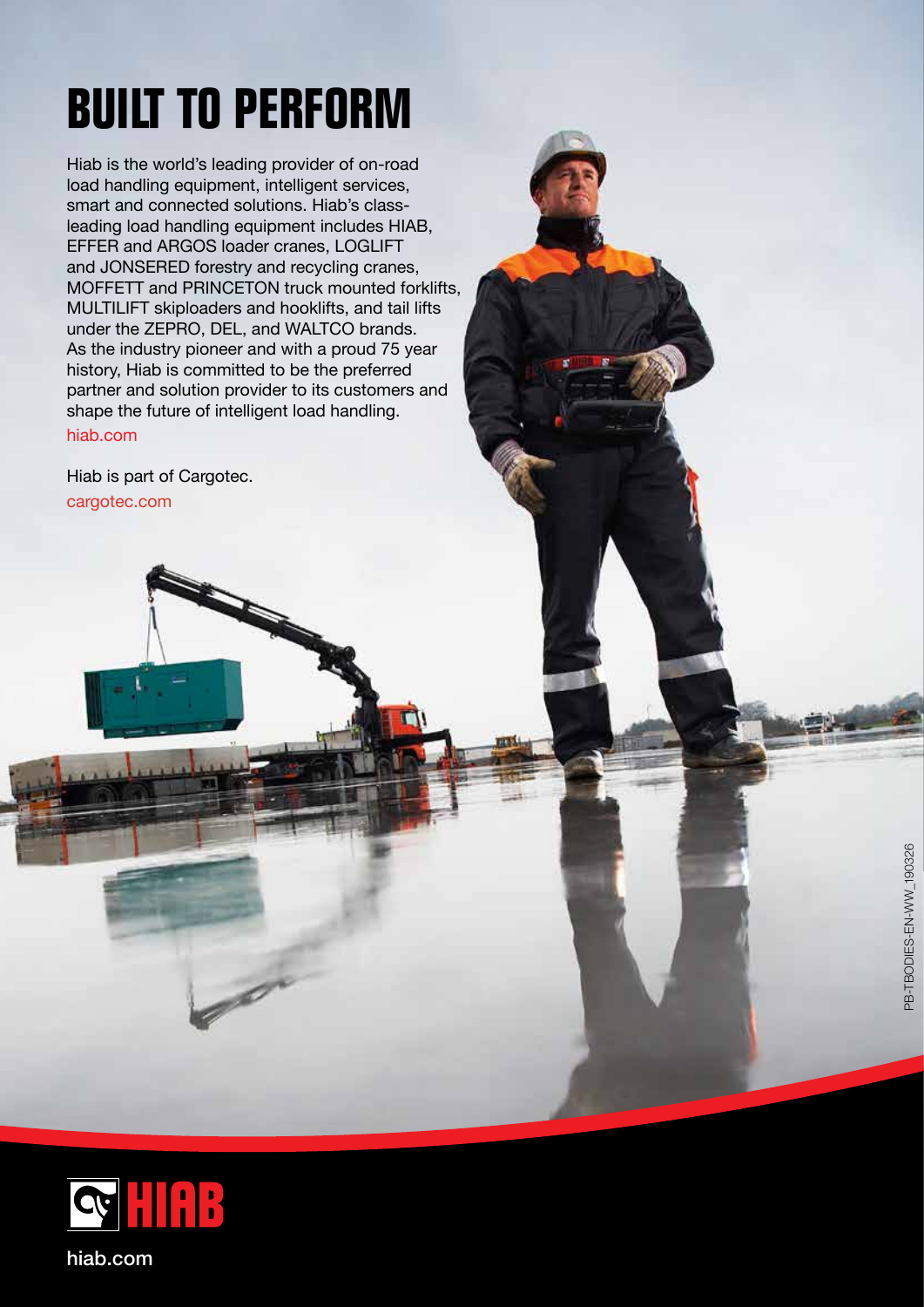# BUILT TO PERFORM

Hiab is the world's leading provider of on-road load handling equipment, intelligent services, smart and connected solutions. Hiab's class-leading load handling equipment includes HIAB, EFFER and ARGOS loader cranes, LOGLIFT and JONSERED forestry and recycling cranes, MOFFETT and PRINCETON truck mounted forklifts, MULTILIFT skiploaders and hooklifts, and tail lifts under the ZEPRO, DEL, and WALTCO brands. As the industry pioneer and with a proud 75 year history, Hiab is committed to be the preferred partner and solution provider to its customers and shape the future of intelligent load handling.

hiab.com

Hiab is part of Cargotec.

cargotec.com

PB-TBODIES-EN-WW_190326

HIAB

hiab.com